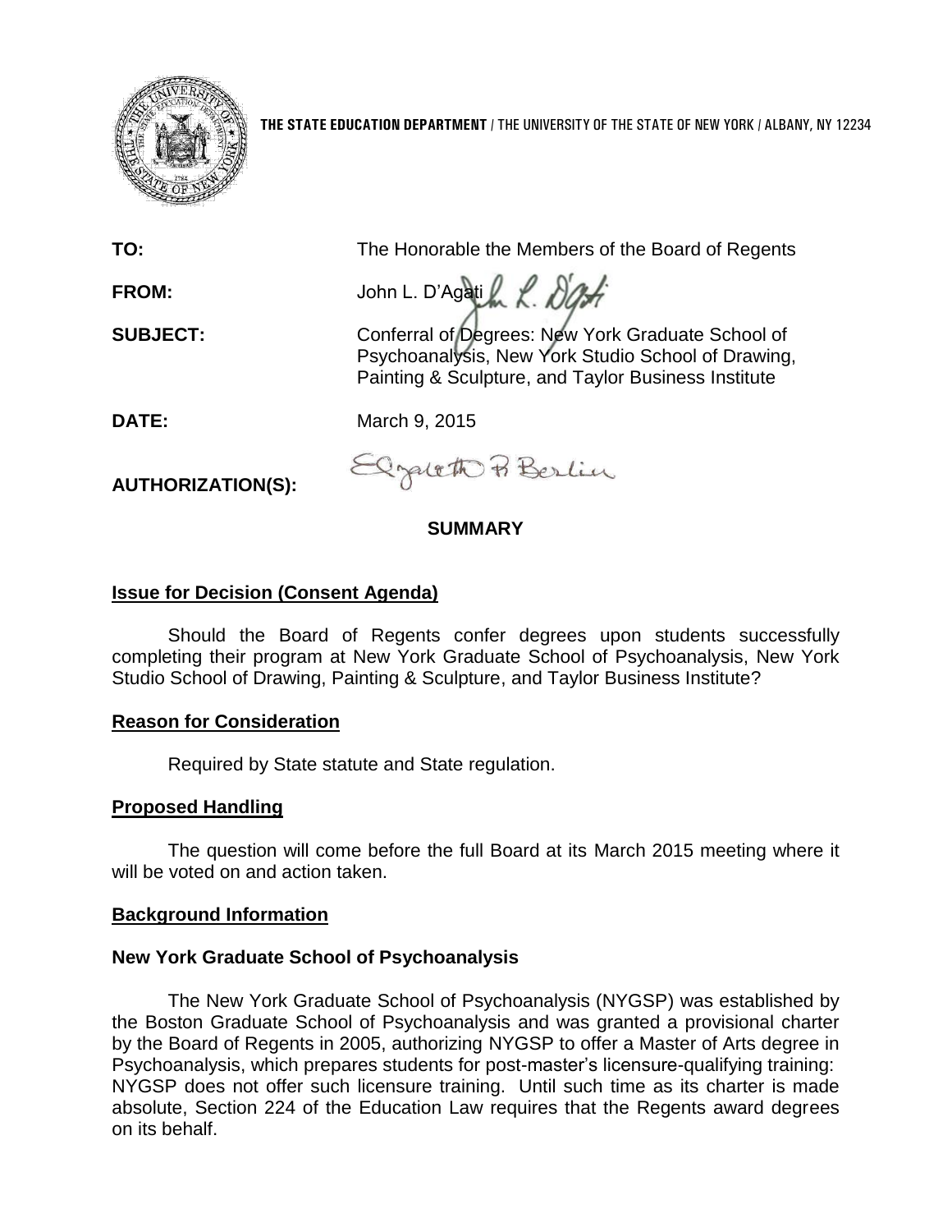**THE STATE EDUCATION DEPARTMENT** / THE UNIVERSITY OF THE STATE OF NEW YORK / ALBANY, NY 12234

**TO:** The Honorable the Members of the Board of Regents

**FROM:** John L. D'Agati

**SUBJECT:** Conferral of Degrees: New York Graduate School of Psychoanalysis, New York Studio School of Drawing, Painting & Sculpture, and Taylor Business Institute

**DATE:** March 9, 2015

**AUTHORIZATION(S):**

## SUMMARY

### Issue for Decision (Consent Agenda)

Should the Board of Regents confer degrees upon students successfully completing their program at New York Graduate School of Psychoanalysis, New York Studio School of Drawing, Painting & Sculpture, and Taylor Business Institute?

### Reason for Consideration

Required by State statute and State regulation.

### Proposed Handling

The question will come before the full Board at its March 2015 meeting where it will be voted on and action taken.

### Background Information

#### New York Graduate School of Psychoanalysis

The New York Graduate School of Psychoanalysis (NYGSP) was established by the Boston Graduate School of Psychoanalysis and was granted a provisional charter by the Board of Regents in 2005, authorizing NYGSP to offer a Master of Arts degree in Psychoanalysis, which prepares students for post-master's licensure-qualifying training: NYGSP does not offer such licensure training. Until such time as its charter is made absolute, Section 224 of the Education Law requires that the Regents award degrees on its behalf.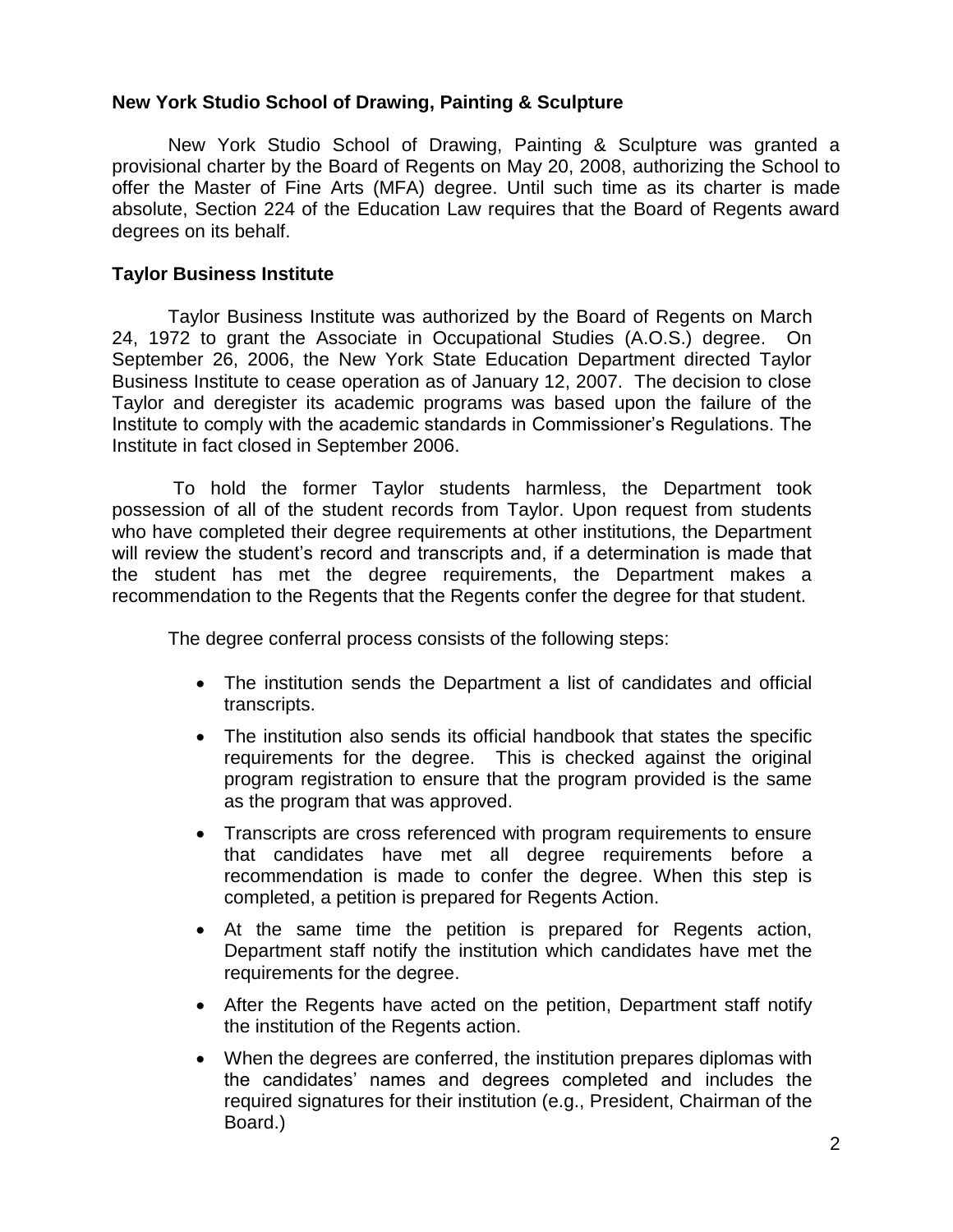**New York Studio School of Drawing, Painting & Sculpture**

New York Studio School of Drawing, Painting & Sculpture was granted a provisional charter by the Board of Regents on May 20, 2008, authorizing the School to offer the Master of Fine Arts (MFA) degree. Until such time as its charter is made absolute, Section 224 of the Education Law requires that the Board of Regents award degrees on its behalf.

**Taylor Business Institute**

Taylor Business Institute was authorized by the Board of Regents on March 24, 1972 to grant the Associate in Occupational Studies (A.O.S.) degree. On September 26, 2006, the New York State Education Department directed Taylor Business Institute to cease operation as of January 12, 2007. The decision to close Taylor and deregister its academic programs was based upon the failure of the Institute to comply with the academic standards in Commissioner's Regulations. The Institute in fact closed in September 2006.

To hold the former Taylor students harmless, the Department took possession of all of the student records from Taylor. Upon request from students who have completed their degree requirements at other institutions, the Department will review the student's record and transcripts and, if a determination is made that the student has met the degree requirements, the Department makes a recommendation to the Regents that the Regents confer the degree for that student.

The degree conferral process consists of the following steps:

- The institution sends the Department a list of candidates and official transcripts.
- The institution also sends its official handbook that states the specific requirements for the degree. This is checked against the original program registration to ensure that the program provided is the same as the program that was approved.
- Transcripts are cross referenced with program requirements to ensure that candidates have met all degree requirements before a recommendation is made to confer the degree. When this step is completed, a petition is prepared for Regents Action.
- At the same time the petition is prepared for Regents action, Department staff notify the institution which candidates have met the requirements for the degree.
- After the Regents have acted on the petition, Department staff notify the institution of the Regents action.
- When the degrees are conferred, the institution prepares diplomas with the candidates' names and degrees completed and includes the required signatures for their institution (e.g., President, Chairman of the Board.)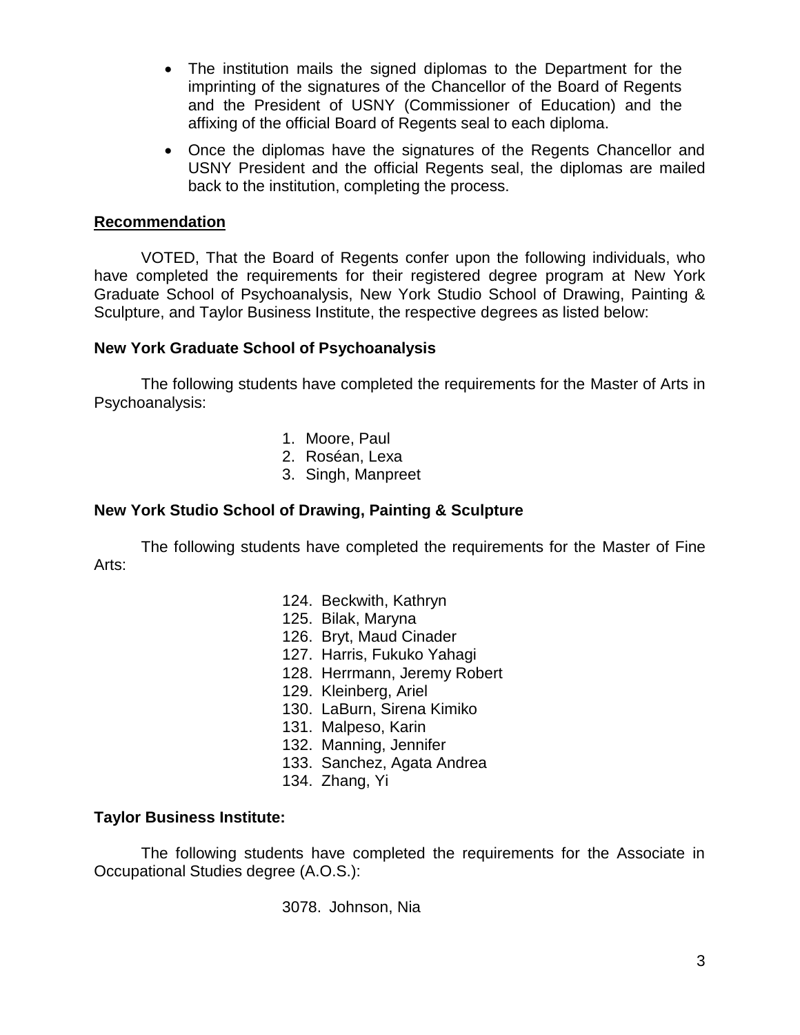- The institution mails the signed diplomas to the Department for the imprinting of the signatures of the Chancellor of the Board of Regents and the President of USNY (Commissioner of Education) and the affixing of the official Board of Regents seal to each diploma.
- Once the diplomas have the signatures of the Regents Chancellor and USNY President and the official Regents seal, the diplomas are mailed back to the institution, completing the process.

**Recommendation**

VOTED, That the Board of Regents confer upon the following individuals, who have completed the requirements for their registered degree program at New York Graduate School of Psychoanalysis, New York Studio School of Drawing, Painting & Sculpture, and Taylor Business Institute, the respective degrees as listed below:

**New York Graduate School of Psychoanalysis**

The following students have completed the requirements for the Master of Arts in Psychoanalysis:

1. Moore, Paul
2. Roséan, Lexa
3. Singh, Manpreet

**New York Studio School of Drawing, Painting & Sculpture**

The following students have completed the requirements for the Master of Fine Arts:

124. Beckwith, Kathryn
125. Bilak, Maryna
126. Bryt, Maud Cinader
127. Harris, Fukuko Yahagi
128. Herrmann, Jeremy Robert
129. Kleinberg, Ariel
130. LaBurn, Sirena Kimiko
131. Malpeso, Karin
132. Manning, Jennifer
133. Sanchez, Agata Andrea
134. Zhang, Yi

**Taylor Business Institute:**

The following students have completed the requirements for the Associate in Occupational Studies degree (A.O.S.):

3078. Johnson, Nia